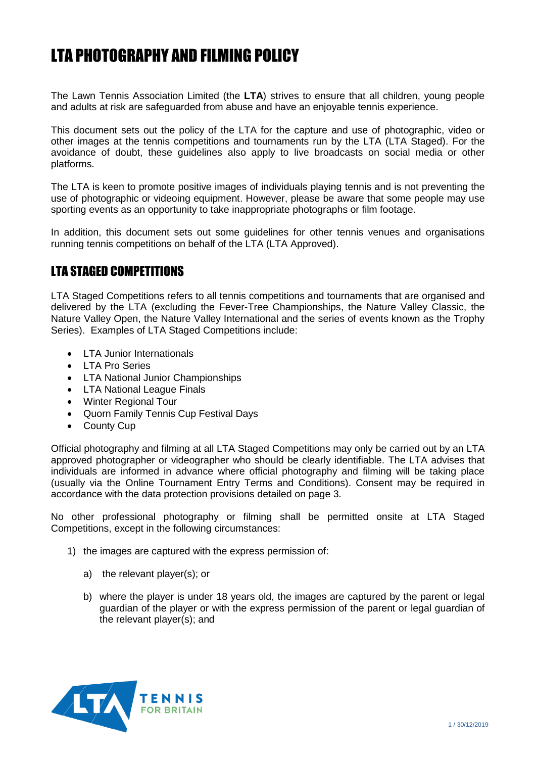# LTA PHOTOGRAPHY AND FILMING POLICY

The Lawn Tennis Association Limited (the **LTA**) strives to ensure that all children, young people and adults at risk are safeguarded from abuse and have an enjoyable tennis experience.

This document sets out the policy of the LTA for the capture and use of photographic, video or other images at the tennis competitions and tournaments run by the LTA (LTA Staged). For the avoidance of doubt, these guidelines also apply to live broadcasts on social media or other platforms.

The LTA is keen to promote positive images of individuals playing tennis and is not preventing the use of photographic or videoing equipment. However, please be aware that some people may use sporting events as an opportunity to take inappropriate photographs or film footage.

In addition, this document sets out some guidelines for other tennis venues and organisations running tennis competitions on behalf of the LTA (LTA Approved).

## LTA STAGED COMPETITIONS

LTA Staged Competitions refers to all tennis competitions and tournaments that are organised and delivered by the LTA (excluding the Fever-Tree Championships, the Nature Valley Classic, the Nature Valley Open, the Nature Valley International and the series of events known as the Trophy Series). Examples of LTA Staged Competitions include:

- LTA Junior Internationals
- LTA Pro Series
- LTA National Junior Championships
- LTA National League Finals
- Winter Regional Tour
- Quorn Family Tennis Cup Festival Days
- County Cup

Official photography and filming at all LTA Staged Competitions may only be carried out by an LTA approved photographer or videographer who should be clearly identifiable. The LTA advises that individuals are informed in advance where official photography and filming will be taking place (usually via the Online Tournament Entry Terms and Conditions). Consent may be required in accordance with the data protection provisions detailed on page 3.

No other professional photography or filming shall be permitted onsite at LTA Staged Competitions, except in the following circumstances:

1) the images are captured with the express permission of:

   a) the relevant player(s); or

   b) where the player is under 18 years old, the images are captured by the parent or legal guardian of the player or with the express permission of the parent or legal guardian of the relevant player(s); and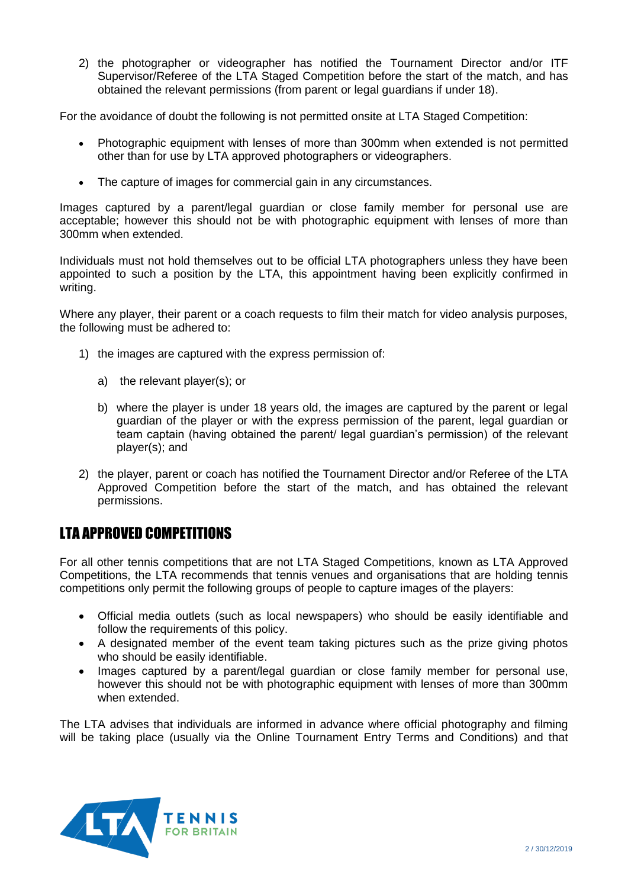2) the photographer or videographer has notified the Tournament Director and/or ITF Supervisor/Referee of the LTA Staged Competition before the start of the match, and has obtained the relevant permissions (from parent or legal guardians if under 18).

For the avoidance of doubt the following is not permitted onsite at LTA Staged Competition:

- Photographic equipment with lenses of more than 300mm when extended is not permitted other than for use by LTA approved photographers or videographers.
- The capture of images for commercial gain in any circumstances.

Images captured by a parent/legal guardian or close family member for personal use are acceptable; however this should not be with photographic equipment with lenses of more than 300mm when extended.

Individuals must not hold themselves out to be official LTA photographers unless they have been appointed to such a position by the LTA, this appointment having been explicitly confirmed in writing.

Where any player, their parent or a coach requests to film their match for video analysis purposes, the following must be adhered to:

1) the images are captured with the express permission of:

    a) the relevant player(s); or

    b) where the player is under 18 years old, the images are captured by the parent or legal guardian of the player or with the express permission of the parent, legal guardian or team captain (having obtained the parent/ legal guardian's permission) of the relevant player(s); and

2) the player, parent or coach has notified the Tournament Director and/or Referee of the LTA Approved Competition before the start of the match, and has obtained the relevant permissions.

## LTA APPROVED COMPETITIONS

For all other tennis competitions that are not LTA Staged Competitions, known as LTA Approved Competitions, the LTA recommends that tennis venues and organisations that are holding tennis competitions only permit the following groups of people to capture images of the players:

- Official media outlets (such as local newspapers) who should be easily identifiable and follow the requirements of this policy.
- A designated member of the event team taking pictures such as the prize giving photos who should be easily identifiable.
- Images captured by a parent/legal guardian or close family member for personal use, however this should not be with photographic equipment with lenses of more than 300mm when extended.

The LTA advises that individuals are informed in advance where official photography and filming will be taking place (usually via the Online Tournament Entry Terms and Conditions) and that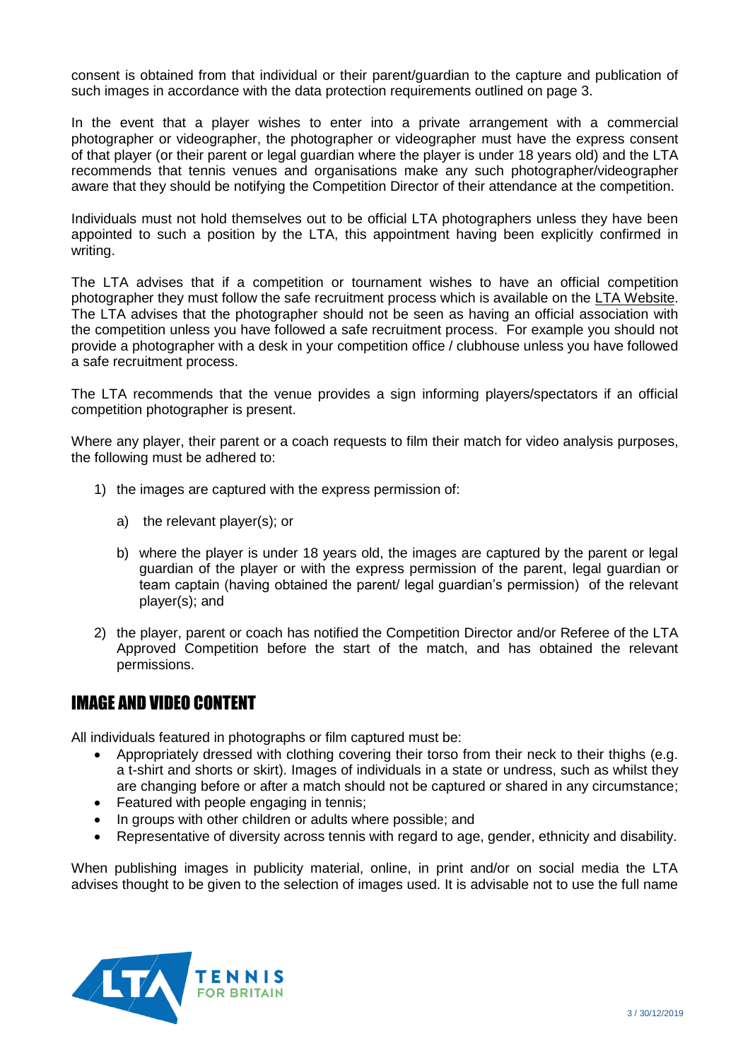consent is obtained from that individual or their parent/guardian to the capture and publication of such images in accordance with the data protection requirements outlined on page 3.

In the event that a player wishes to enter into a private arrangement with a commercial photographer or videographer, the photographer or videographer must have the express consent of that player (or their parent or legal guardian where the player is under 18 years old) and the LTA recommends that tennis venues and organisations make any such photographer/videographer aware that they should be notifying the Competition Director of their attendance at the competition.

Individuals must not hold themselves out to be official LTA photographers unless they have been appointed to such a position by the LTA, this appointment having been explicitly confirmed in writing.

The LTA advises that if a competition or tournament wishes to have an official competition photographer they must follow the safe recruitment process which is available on the LTA Website. The LTA advises that the photographer should not be seen as having an official association with the competition unless you have followed a safe recruitment process. For example you should not provide a photographer with a desk in your competition office / clubhouse unless you have followed a safe recruitment process.

The LTA recommends that the venue provides a sign informing players/spectators if an official competition photographer is present.

Where any player, their parent or a coach requests to film their match for video analysis purposes, the following must be adhered to:

1) the images are captured with the express permission of:

    a) the relevant player(s); or

    b) where the player is under 18 years old, the images are captured by the parent or legal guardian of the player or with the express permission of the parent, legal guardian or team captain (having obtained the parent/ legal guardian's permission) of the relevant player(s); and

2) the player, parent or coach has notified the Competition Director and/or Referee of the LTA Approved Competition before the start of the match, and has obtained the relevant permissions.

## IMAGE AND VIDEO CONTENT

All individuals featured in photographs or film captured must be:

- Appropriately dressed with clothing covering their torso from their neck to their thighs (e.g. a t-shirt and shorts or skirt). Images of individuals in a state or undress, such as whilst they are changing before or after a match should not be captured or shared in any circumstance;
- Featured with people engaging in tennis;
- In groups with other children or adults where possible; and
- Representative of diversity across tennis with regard to age, gender, ethnicity and disability.

When publishing images in publicity material, online, in print and/or on social media the LTA advises thought to be given to the selection of images used. It is advisable not to use the full name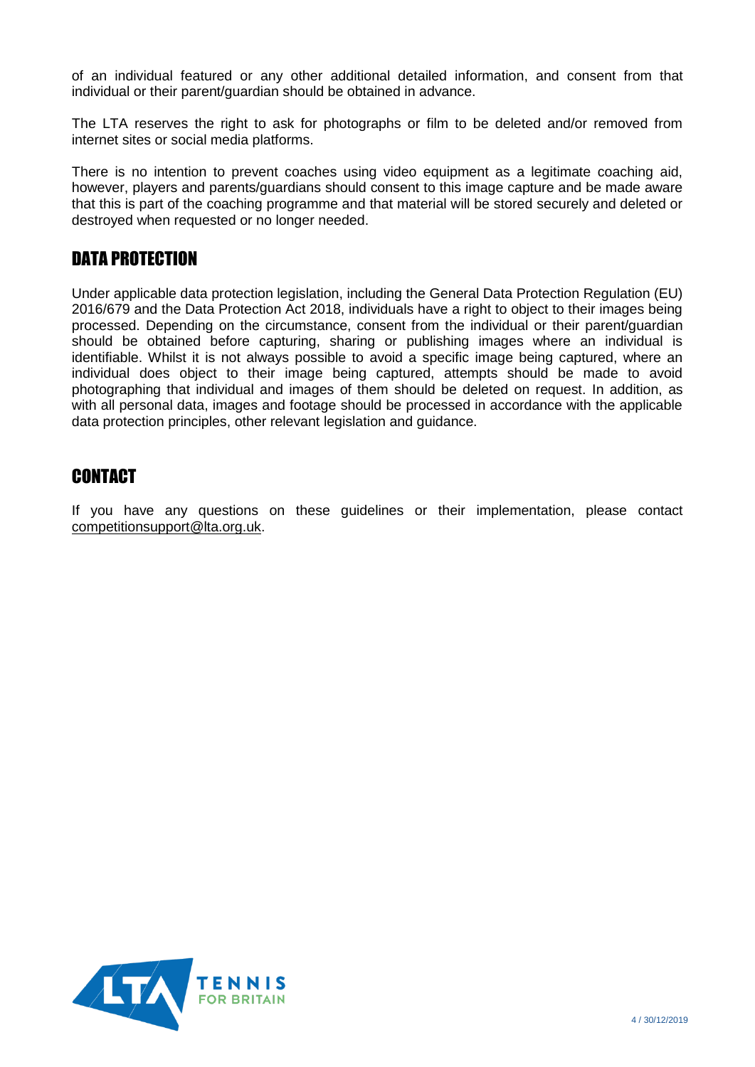of an individual featured or any other additional detailed information, and consent from that individual or their parent/guardian should be obtained in advance.

The LTA reserves the right to ask for photographs or film to be deleted and/or removed from internet sites or social media platforms.

There is no intention to prevent coaches using video equipment as a legitimate coaching aid, however, players and parents/guardians should consent to this image capture and be made aware that this is part of the coaching programme and that material will be stored securely and deleted or destroyed when requested or no longer needed.

## DATA PROTECTION

Under applicable data protection legislation, including the General Data Protection Regulation (EU) 2016/679 and the Data Protection Act 2018, individuals have a right to object to their images being processed. Depending on the circumstance, consent from the individual or their parent/guardian should be obtained before capturing, sharing or publishing images where an individual is identifiable. Whilst it is not always possible to avoid a specific image being captured, where an individual does object to their image being captured, attempts should be made to avoid photographing that individual and images of them should be deleted on request. In addition, as with all personal data, images and footage should be processed in accordance with the applicable data protection principles, other relevant legislation and guidance.

## CONTACT

If you have any questions on these guidelines or their implementation, please contact competitionsupport@lta.org.uk.